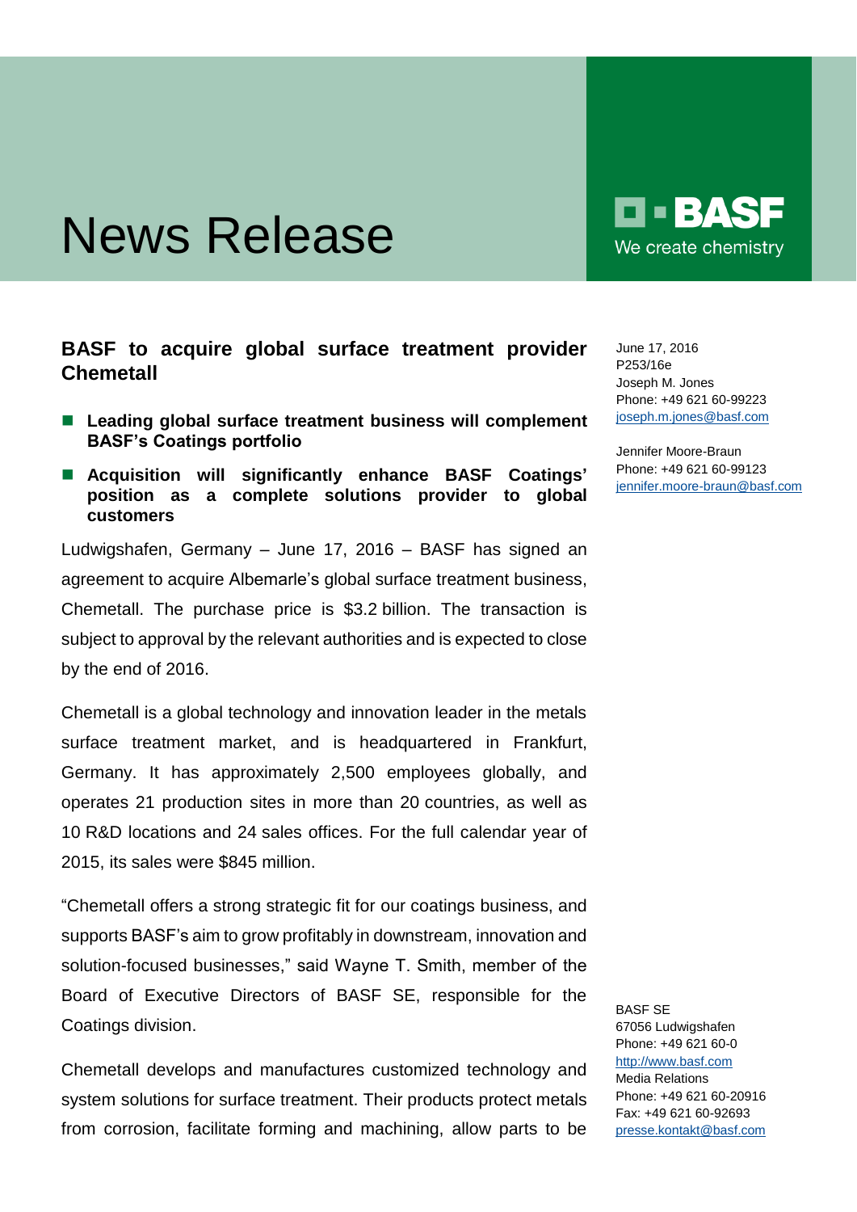# News Release

**BASF**
We create chemistry

June 17, 2016
P253/16e
Joseph M. Jones
Phone: +49 621 60-99223
joseph.m.jones@basf.com

Jennifer Moore-Braun
Phone: +49 621 60-99123
jennifer.moore-braun@basf.com

## BASF to acquire global surface treatment provider Chemetall

- **Leading global surface treatment business will complement BASF's Coatings portfolio**
- **Acquisition will significantly enhance BASF Coatings' position as a complete solutions provider to global customers**

Ludwigshafen, Germany – June 17, 2016 – BASF has signed an agreement to acquire Albemarle's global surface treatment business, Chemetall. The purchase price is $3.2 billion. The transaction is subject to approval by the relevant authorities and is expected to close by the end of 2016.

Chemetall is a global technology and innovation leader in the metals surface treatment market, and is headquartered in Frankfurt, Germany. It has approximately 2,500 employees globally, and operates 21 production sites in more than 20 countries, as well as 10 R&D locations and 24 sales offices. For the full calendar year of 2015, its sales were $845 million.

"Chemetall offers a strong strategic fit for our coatings business, and supports BASF's aim to grow profitably in downstream, innovation and solution-focused businesses," said Wayne T. Smith, member of the Board of Executive Directors of BASF SE, responsible for the Coatings division.

Chemetall develops and manufactures customized technology and system solutions for surface treatment. Their products protect metals from corrosion, facilitate forming and machining, allow parts to be

BASF SE
67056 Ludwigshafen
Phone: +49 621 60-0
http://www.basf.com
Media Relations
Phone: +49 621 60-20916
Fax: +49 621 60-92693
presse.kontakt@basf.com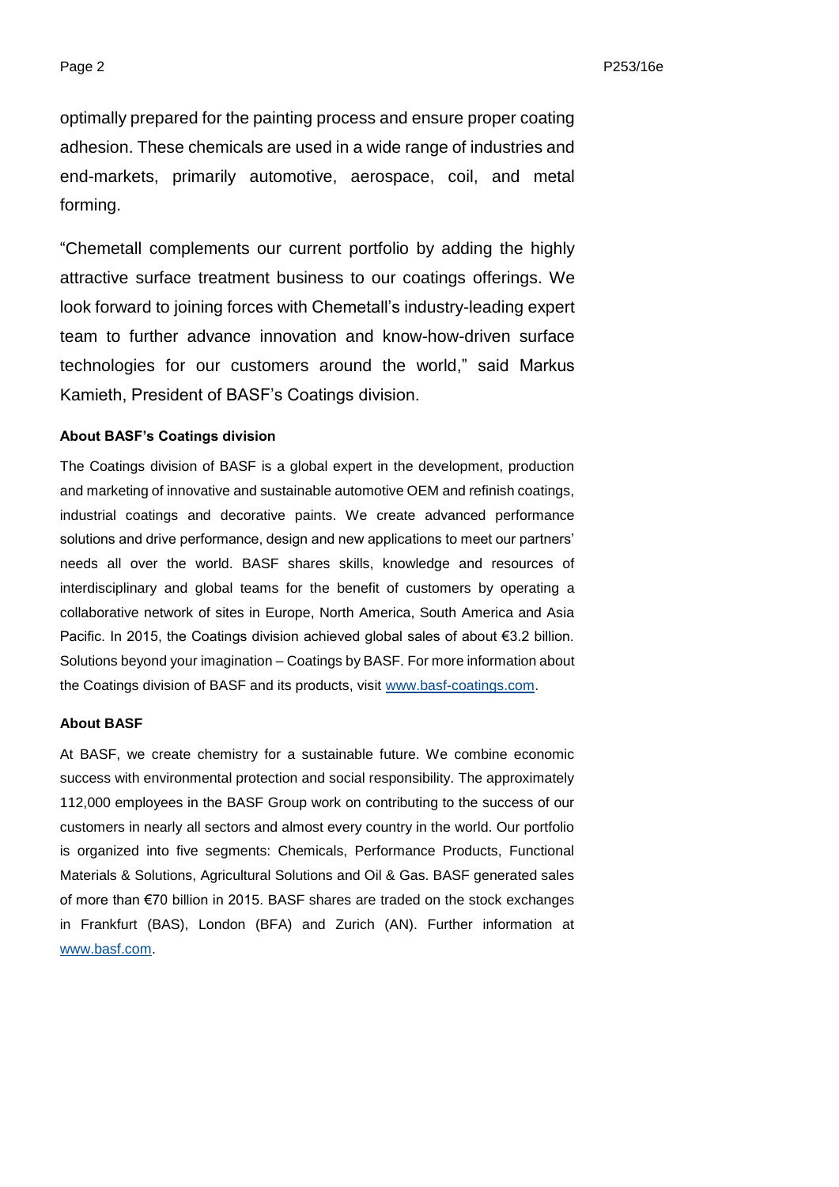optimally prepared for the painting process and ensure proper coating adhesion. These chemicals are used in a wide range of industries and end-markets, primarily automotive, aerospace, coil, and metal forming.

"Chemetall complements our current portfolio by adding the highly attractive surface treatment business to our coatings offerings. We look forward to joining forces with Chemetall's industry-leading expert team to further advance innovation and know-how-driven surface technologies for our customers around the world," said Markus Kamieth, President of BASF's Coatings division.

**About BASF's Coatings division**

The Coatings division of BASF is a global expert in the development, production and marketing of innovative and sustainable automotive OEM and refinish coatings, industrial coatings and decorative paints. We create advanced performance solutions and drive performance, design and new applications to meet our partners' needs all over the world. BASF shares skills, knowledge and resources of interdisciplinary and global teams for the benefit of customers by operating a collaborative network of sites in Europe, North America, South America and Asia Pacific. In 2015, the Coatings division achieved global sales of about €3.2 billion. Solutions beyond your imagination – Coatings by BASF. For more information about the Coatings division of BASF and its products, visit [www.basf-coatings.com](http://www.basf-coatings.com).

**About BASF**

At BASF, we create chemistry for a sustainable future. We combine economic success with environmental protection and social responsibility. The approximately 112,000 employees in the BASF Group work on contributing to the success of our customers in nearly all sectors and almost every country in the world. Our portfolio is organized into five segments: Chemicals, Performance Products, Functional Materials & Solutions, Agricultural Solutions and Oil & Gas. BASF generated sales of more than €70 billion in 2015. BASF shares are traded on the stock exchanges in Frankfurt (BAS), London (BFA) and Zurich (AN). Further information at [www.basf.com](http://www.basf.com).